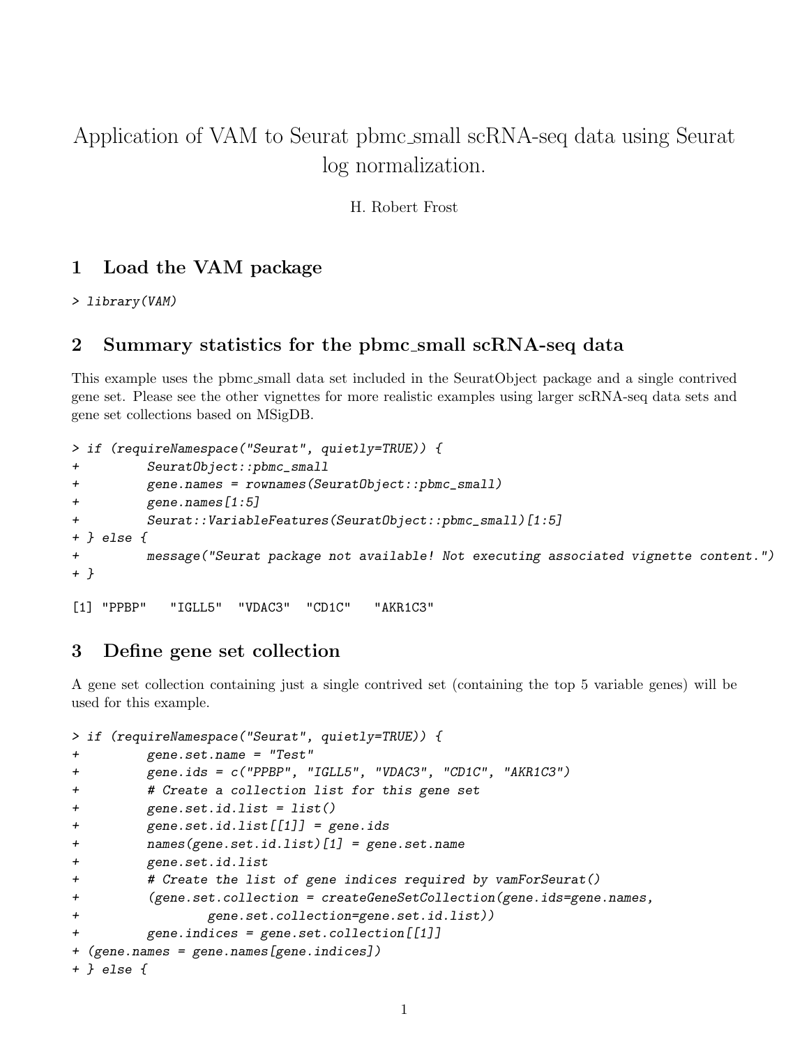# Application of VAM to Seurat pbmc_small scRNA-seq data using Seurat log normalization.

H. Robert Frost

## 1 Load the VAM package

```
> library(VAM)
```

## 2 Summary statistics for the pbmc_small scRNA-seq data

This example uses the pbmc_small data set included in the SeuratObject package and a single contrived gene set. Please see the other vignettes for more realistic examples using larger scRNA-seq data sets and gene set collections based on MSigDB.

```
> if (requireNamespace("Seurat", quietly=TRUE)) {
+         SeuratObject::pbmc_small
+         gene.names = rownames(SeuratObject::pbmc_small)
+         gene.names[1:5]
+         Seurat::VariableFeatures(SeuratObject::pbmc_small)[1:5]
+ } else {
+         message("Seurat package not available! Not executing associated vignette content.")
+ }

[1] "PPBP"   "IGLL5"  "VDAC3"  "CD1C"   "AKR1C3"
```

## 3 Define gene set collection

A gene set collection containing just a single contrived set (containing the top 5 variable genes) will be used for this example.

```
> if (requireNamespace("Seurat", quietly=TRUE)) {
+         gene.set.name = "Test"
+         gene.ids = c("PPBP", "IGLL5", "VDAC3", "CD1C", "AKR1C3")
+         # Create a collection list for this gene set
+         gene.set.id.list = list()
+         gene.set.id.list[[1]] = gene.ids
+         names(gene.set.id.list)[1] = gene.set.name
+         gene.set.id.list
+         # Create the list of gene indices required by vamForSeurat()
+         (gene.set.collection = createGeneSetCollection(gene.ids=gene.names,
+                 gene.set.collection=gene.set.id.list))
+         gene.indices = gene.set.collection[[1]]
+ (gene.names = gene.names[gene.indices])
+ } else {
```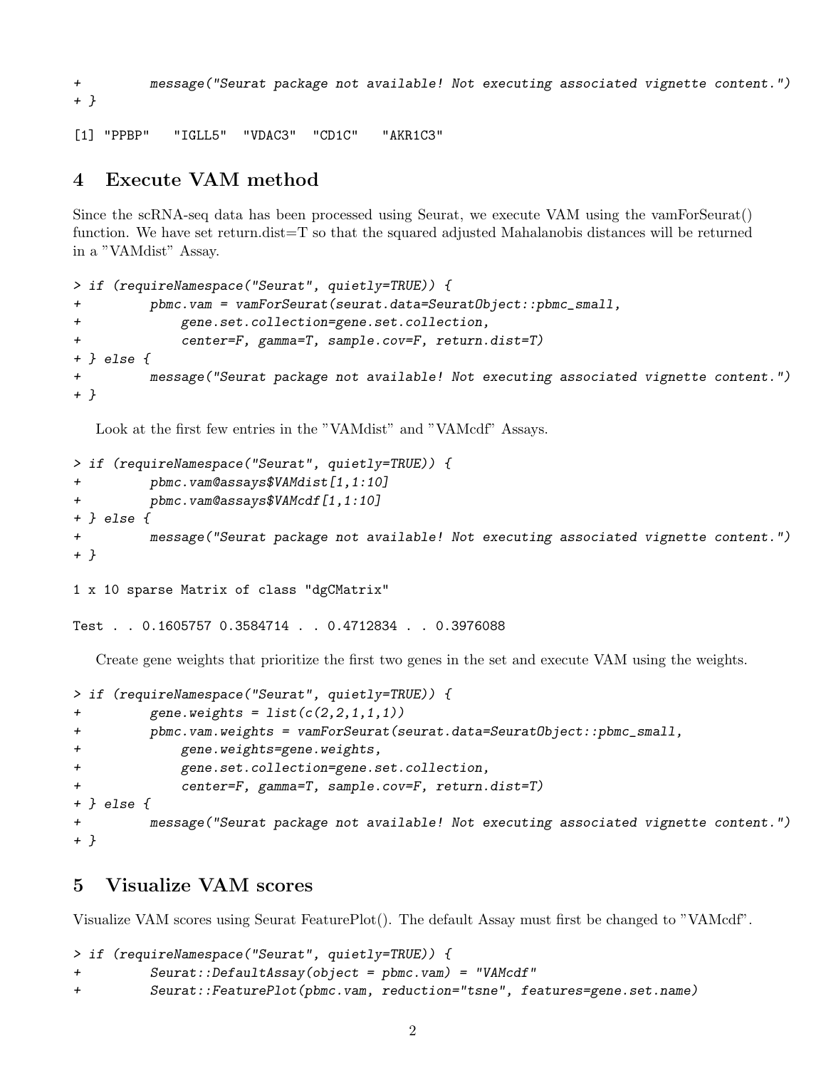```
+         message("Seurat package not available! Not executing associated vignette content.")
+ }
```

```
[1] "PPBP"   "IGLL5"  "VDAC3"  "CD1C"   "AKR1C3"
```

## 4 Execute VAM method

Since the scRNA-seq data has been processed using Seurat, we execute VAM using the vamForSeurat() function. We have set return.dist=T so that the squared adjusted Mahalanobis distances will be returned in a "VAMdist" Assay.

```
> if (requireNamespace("Seurat", quietly=TRUE)) {
+         pbmc.vam = vamForSeurat(seurat.data=SeuratObject::pbmc_small,
+             gene.set.collection=gene.set.collection,
+             center=F, gamma=T, sample.cov=F, return.dist=T)
+ } else {
+         message("Seurat package not available! Not executing associated vignette content.")
+ }
```

Look at the first few entries in the "VAMdist" and "VAMcdf" Assays.

```
> if (requireNamespace("Seurat", quietly=TRUE)) {
+         pbmc.vam@assays$VAMdist[1,1:10]
+         pbmc.vam@assays$VAMcdf[1,1:10]
+ } else {
+         message("Seurat package not available! Not executing associated vignette content.")
+ }
```

```
1 x 10 sparse Matrix of class "dgCMatrix"

Test . . 0.1605757 0.3584714 . . 0.4712834 . . 0.3976088
```

Create gene weights that prioritize the first two genes in the set and execute VAM using the weights.

```
> if (requireNamespace("Seurat", quietly=TRUE)) {
+         gene.weights = list(c(2,2,1,1,1))
+         pbmc.vam.weights = vamForSeurat(seurat.data=SeuratObject::pbmc_small,
+             gene.weights=gene.weights,
+             gene.set.collection=gene.set.collection,
+             center=F, gamma=T, sample.cov=F, return.dist=T)
+ } else {
+         message("Seurat package not available! Not executing associated vignette content.")
+ }
```

## 5 Visualize VAM scores

Visualize VAM scores using Seurat FeaturePlot(). The default Assay must first be changed to "VAMcdf".

```
> if (requireNamespace("Seurat", quietly=TRUE)) {
+         Seurat::DefaultAssay(object = pbmc.vam) = "VAMcdf"
+         Seurat::FeaturePlot(pbmc.vam, reduction="tsne", features=gene.set.name)
```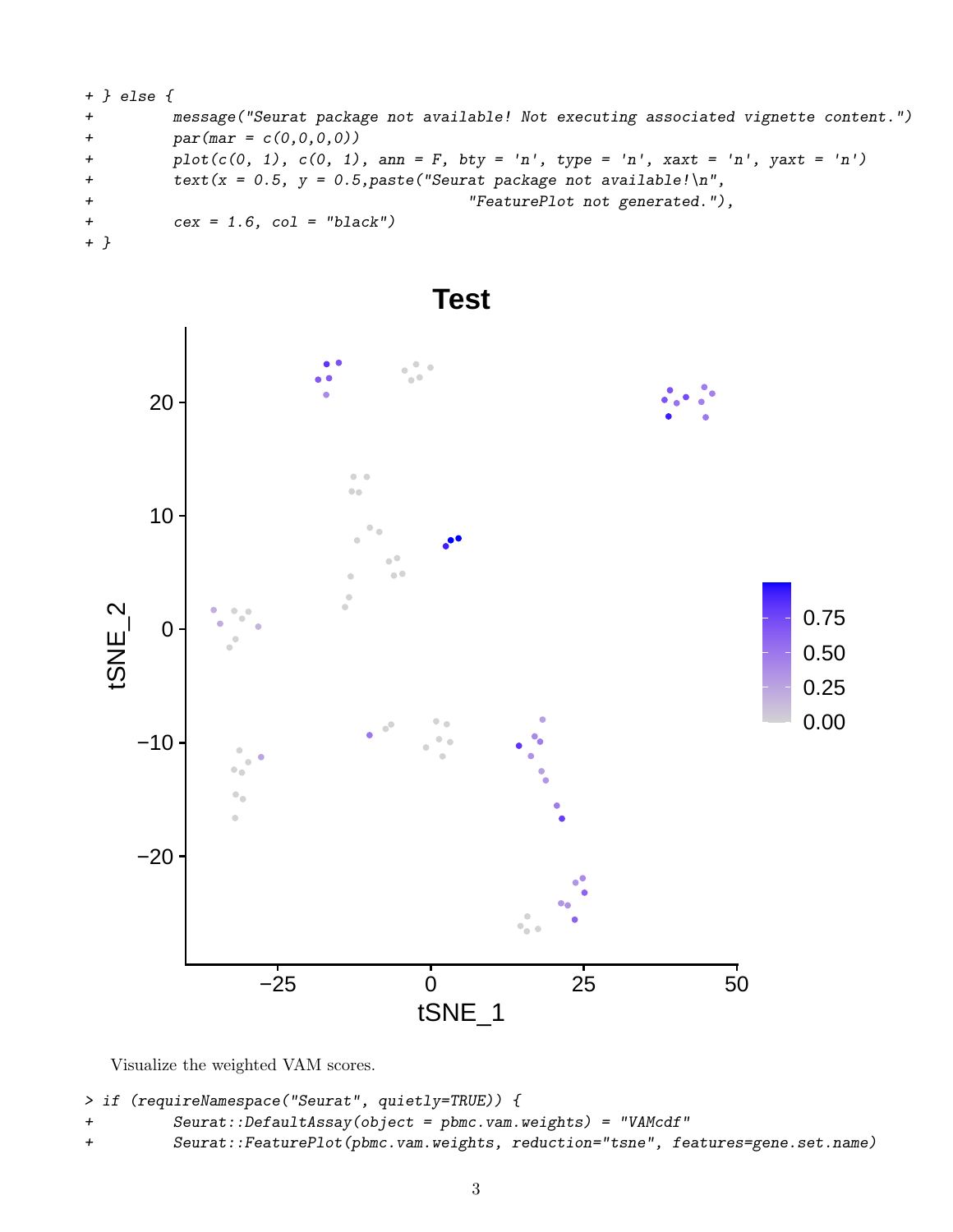```
+ } else {
+         message("Seurat package not available! Not executing associated vignette content.")
+         par(mar = c(0,0,0,0))
+         plot(c(0, 1), c(0, 1), ann = F, bty = 'n', type = 'n', xaxt = 'n', yaxt = 'n')
+         text(x = 0.5, y = 0.5,paste("Seurat package not available!\n",
+                                     "FeaturePlot not generated."),
+         cex = 1.6, col = "black")
+ }
```

Visualize the weighted VAM scores.

```
> if (requireNamespace("Seurat", quietly=TRUE)) {
+         Seurat::DefaultAssay(object = pbmc.vam.weights) = "VAMcdf"
+         Seurat::FeaturePlot(pbmc.vam.weights, reduction="tsne", features=gene.set.name)
```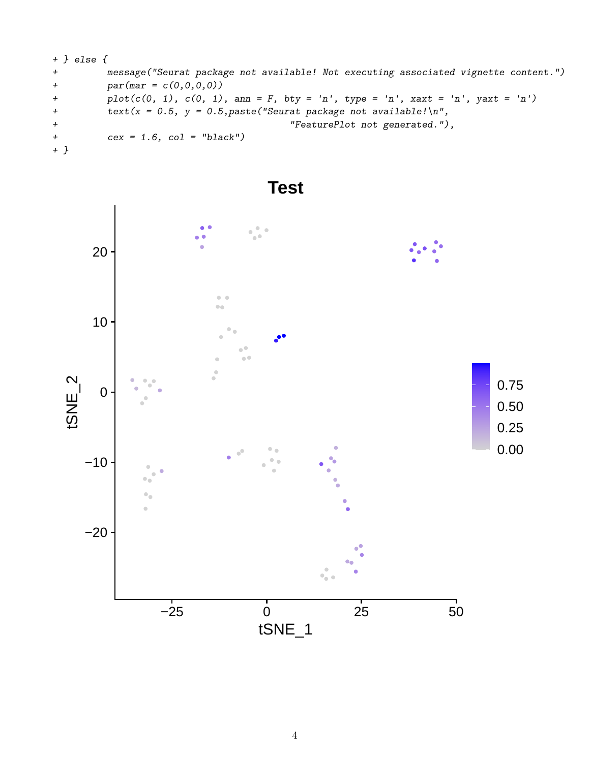```
+ } else {
+         message("Seurat package not available! Not executing associated vignette content.")
+         par(mar = c(0,0,0,0))
+         plot(c(0, 1), c(0, 1), ann = F, bty = 'n', type = 'n', xaxt = 'n', yaxt = 'n')
+         text(x = 0.5, y = 0.5,paste("Seurat package not available!\n",
+                                     "FeaturePlot not generated."),
+         cex = 1.6, col = "black")
+ }
```

Test

tSNE_2

20
10
0
−10
−20

−25
0
25
50

tSNE_1

0.75
0.50
0.25
0.00